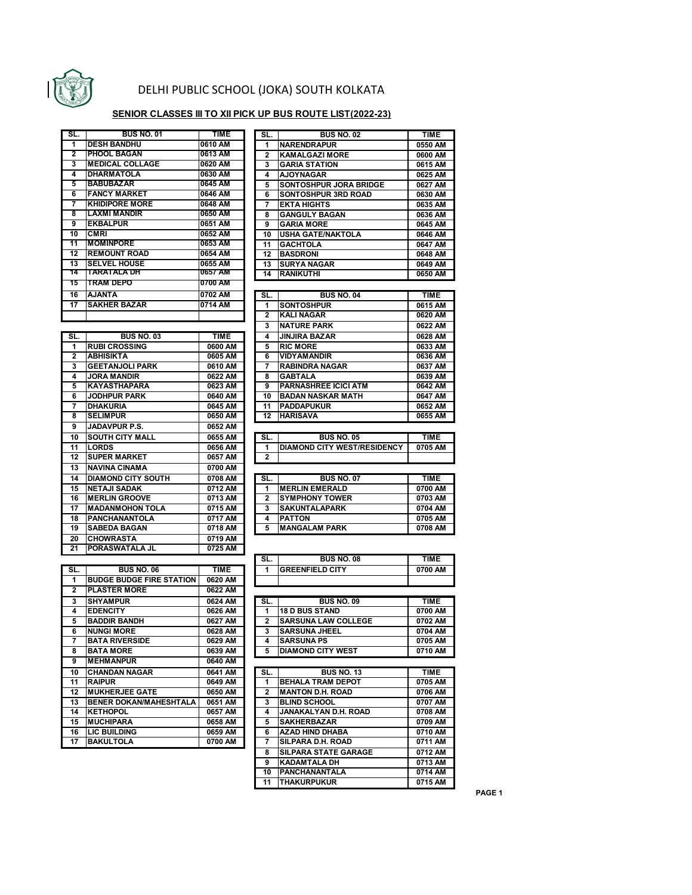# DELHI PUBLIC SCHOOL (JOKA) SOUTH KOLKATA

## SENIOR CLASSES III TO XII PICK UP BUS ROUTE LIST(2022-23)

| SL. | BUS NO. 01 | TIME |
|---|---|---|
| 1 | DESH BANDHU | 0610 AM |
| 2 | PHOOL BAGAN | 0613 AM |
| 3 | MEDICAL COLLAGE | 0620 AM |
| 4 | DHARMATOLA | 0630 AM |
| 5 | BABUBAZAR | 0645 AM |
| 6 | FANCY MARKET | 0646 AM |
| 7 | KHIDIPORE MORE | 0648 AM |
| 8 | LAXMI MANDIR | 0650 AM |
| 9 | EKBALPUR | 0651 AM |
| 10 | CMRI | 0652 AM |
| 11 | MOMINPORE | 0653 AM |
| 12 | REMOUNT ROAD | 0654 AM |
| 13 | SELVEL HOUSE | 0655 AM |
| 14 | TARATALA DH | 0657 AM |
| 15 | TRAM DEPO | 0700 AM |
| 16 | AJANTA | 0702 AM |
| 17 | SAKHER BAZAR | 0714 AM |
| | | |

| SL. | BUS NO. 03 | TIME |
|---|---|---|
| 1 | RUBI CROSSING | 0600 AM |
| 2 | ABHISIKTA | 0605 AM |
| 3 | GEETANJOLI PARK | 0610 AM |
| 4 | JORA MANDIR | 0622 AM |
| 5 | KAYASTHAPARA | 0623 AM |
| 6 | JODHPUR PARK | 0640 AM |
| 7 | DHAKURIA | 0645 AM |
| 8 | SELIMPUR | 0650 AM |
| 9 | JADAVPUR P.S. | 0652 AM |
| 10 | SOUTH CITY MALL | 0655 AM |
| 11 | LORDS | 0656 AM |
| 12 | SUPER MARKET | 0657 AM |
| 13 | NAVINA CINAMA | 0700 AM |
| 14 | DIAMOND CITY SOUTH | 0708 AM |
| 15 | NETAJI SADAK | 0712 AM |
| 16 | MERLIN GROOVE | 0713 AM |
| 17 | MADANMOHON TOLA | 0715 AM |
| 18 | PANCHANANTOLA | 0717 AM |
| 19 | SABEDA BAGAN | 0718 AM |
| 20 | CHOWRASTA | 0719 AM |
| 21 | PORASWATALA JL | 0725 AM |

| SL. | BUS NO. 06 | TIME |
|---|---|---|
| 1 | BUDGE BUDGE FIRE STATION | 0620 AM |
| 2 | PLASTER MORE | 0622 AM |
| 3 | SHYAMPUR | 0624 AM |
| 4 | EDENCITY | 0626 AM |
| 5 | BADDIR BANDH | 0627 AM |
| 6 | NUNGI MORE | 0628 AM |
| 7 | BATA RIVERSIDE | 0629 AM |
| 8 | BATA MORE | 0639 AM |
| 9 | MEHMANPUR | 0640 AM |
| 10 | CHANDAN NAGAR | 0641 AM |
| 11 | RAIPUR | 0649 AM |
| 12 | MUKHERJEE GATE | 0650 AM |
| 13 | BENER DOKAN/MAHESHTALA | 0651 AM |
| 14 | KETHOPOL | 0657 AM |
| 15 | MUCHIPARA | 0658 AM |
| 16 | LIC BUILDING | 0659 AM |
| 17 | BAKULTOLA | 0700 AM |

| SL. | BUS NO. 02 | TIME |
|---|---|---|
| 1 | NARENDRAPUR | 0550 AM |
| 2 | KAMALGAZI MORE | 0600 AM |
| 3 | GARIA STATION | 0615 AM |
| 4 | AJOYNAGAR | 0625 AM |
| 5 | SONTOSHPUR JORA BRIDGE | 0627 AM |
| 6 | SONTOSHPUR 3RD ROAD | 0630 AM |
| 7 | EKTA HIGHTS | 0635 AM |
| 8 | GANGULY BAGAN | 0636 AM |
| 9 | GARIA MORE | 0645 AM |
| 10 | USHA GATE/NAKTOLA | 0646 AM |
| 11 | GACHTOLA | 0647 AM |
| 12 | BASDRONI | 0648 AM |
| 13 | SURYA NAGAR | 0649 AM |
| 14 | RANIKUTHI | 0650 AM |

| SL. | BUS NO. 04 | TIME |
|---|---|---|
| 1 | SONTOSHPUR | 0615 AM |
| 2 | KALI NAGAR | 0620 AM |
| 3 | NATURE PARK | 0622 AM |
| 4 | JINJIRA BAZAR | 0628 AM |
| 5 | RIC MORE | 0633 AM |
| 6 | VIDYAMANDIR | 0636 AM |
| 7 | RABINDRA NAGAR | 0637 AM |
| 8 | GABTALA | 0639 AM |
| 9 | PARNASHREE ICICI ATM | 0642 AM |
| 10 | BADAN NASKAR MATH | 0647 AM |
| 11 | PADDAPUKUR | 0652 AM |
| 12 | HARISAVA | 0655 AM |

| SL. | BUS NO. 05 | TIME |
|---|---|---|
| 1 | DIAMOND CITY WEST/RESIDENCY | 0705 AM |
| 2 | | |

| SL. | BUS NO. 07 | TIME |
|---|---|---|
| 1 | MERLIN EMERALD | 0700 AM |
| 2 | SYMPHONY TOWER | 0703 AM |
| 3 | SAKUNTALAPARK | 0704 AM |
| 4 | PATTON | 0705 AM |
| 5 | MANGALAM PARK | 0708 AM |

| SL. | BUS NO. 08 | TIME |
|---|---|---|
| 1 | GREENFIELD CITY | 0700 AM |
| | | |

| SL. | BUS NO. 09 | TIME |
|---|---|---|
| 1 | 18 D BUS STAND | 0700 AM |
| 2 | SARSUNA LAW COLLEGE | 0702 AM |
| 3 | SARSUNA JHEEL | 0704 AM |
| 4 | SARSUNA PS | 0705 AM |
| 5 | DIAMOND CITY WEST | 0710 AM |

| SL. | BUS NO. 13 | TIME |
|---|---|---|
| 1 | BEHALA TRAM DEPOT | 0705 AM |
| 2 | MANTON D.H. ROAD | 0706 AM |
| 3 | BLIND SCHOOL | 0707 AM |
| 4 | JANAKALYAN D.H. ROAD | 0708 AM |
| 5 | SAKHERBAZAR | 0709 AM |
| 6 | AZAD HIND DHABA | 0710 AM |
| 7 | SILPARA D.H. ROAD | 0711 AM |
| 8 | SILPARA STATE GARAGE | 0712 AM |
| 9 | KADAMTALA DH | 0713 AM |
| 10 | PANCHANANTALA | 0714 AM |
| 11 | THAKURPUKUR | 0715 AM |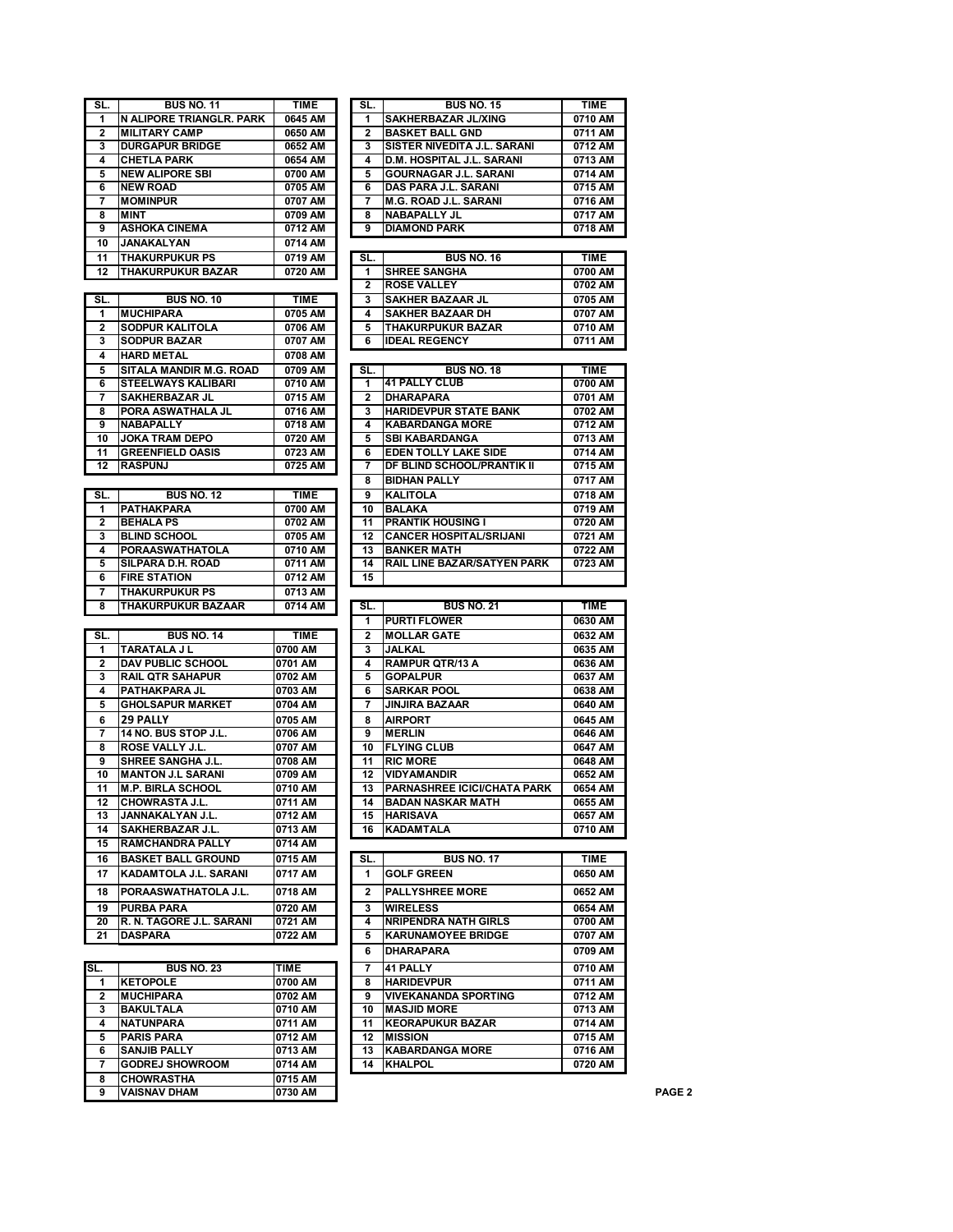| SL. | BUS NO. 11 | TIME |
|---|---|---|
| 1 | N ALIPORE TRIANGLR. PARK | 0645 AM |
| 2 | MILITARY CAMP | 0650 AM |
| 3 | DURGAPUR BRIDGE | 0652 AM |
| 4 | CHETLA PARK | 0654 AM |
| 5 | NEW ALIPORE SBI | 0700 AM |
| 6 | NEW ROAD | 0705 AM |
| 7 | MOMINPUR | 0707 AM |
| 8 | MINT | 0709 AM |
| 9 | ASHOKA CINEMA | 0712 AM |
| 10 | JANAKALYAN | 0714 AM |
| 11 | THAKURPUKUR PS | 0719 AM |
| 12 | THAKURPUKUR BAZAR | 0720 AM |

| SL. | BUS NO. 10 | TIME |
|---|---|---|
| 1 | MUCHIPARA | 0705 AM |
| 2 | SODPUR KALITOLA | 0706 AM |
| 3 | SODPUR BAZAR | 0707 AM |
| 4 | HARD METAL | 0708 AM |
| 5 | SITALA MANDIR M.G. ROAD | 0709 AM |
| 6 | STEELWAYS KALIBARI | 0710 AM |
| 7 | SAKHERBAZAR JL | 0715 AM |
| 8 | PORA ASWATHALA JL | 0716 AM |
| 9 | NABAPALLY | 0718 AM |
| 10 | JOKA TRAM DEPO | 0720 AM |
| 11 | GREENFIELD OASIS | 0723 AM |
| 12 | RASPUNJ | 0725 AM |

| SL. | BUS NO. 12 | TIME |
|---|---|---|
| 1 | PATHAKPARA | 0700 AM |
| 2 | BEHALA PS | 0702 AM |
| 3 | BLIND SCHOOL | 0705 AM |
| 4 | PORAASWATHATOLA | 0710 AM |
| 5 | SILPARA D.H. ROAD | 0711 AM |
| 6 | FIRE STATION | 0712 AM |
| 7 | THAKURPUKUR PS | 0713 AM |
| 8 | THAKURPUKUR BAZAAR | 0714 AM |

| SL. | BUS NO. 14 | TIME |
|---|---|---|
| 1 | TARATALA J L | 0700 AM |
| 2 | DAV PUBLIC SCHOOL | 0701 AM |
| 3 | RAIL QTR SAHAPUR | 0702 AM |
| 4 | PATHAKPARA JL | 0703 AM |
| 5 | GHOLSAPUR MARKET | 0704 AM |
| 6 | 29 PALLY | 0705 AM |
| 7 | 14 NO. BUS STOP J.L. | 0706 AM |
| 8 | ROSE VALLY J.L. | 0707 AM |
| 9 | SHREE SANGHA J.L. | 0708 AM |
| 10 | MANTON J.L SARANI | 0709 AM |
| 11 | M.P. BIRLA SCHOOL | 0710 AM |
| 12 | CHOWRASTA J.L. | 0711 AM |
| 13 | JANNAKALYAN J.L. | 0712 AM |
| 14 | SAKHERBAZAR J.L. | 0713 AM |
| 15 | RAMCHANDRA PALLY | 0714 AM |
| 16 | BASKET BALL GROUND | 0715 AM |
| 17 | KADAMTOLA J.L. SARANI | 0717 AM |
| 18 | PORAASWATHATOLA J.L. | 0718 AM |
| 19 | PURBA PARA | 0720 AM |
| 20 | R. N. TAGORE J.L. SARANI | 0721 AM |
| 21 | DASPARA | 0722 AM |

| SL. | BUS NO. 23 | TIME |
|---|---|---|
| 1 | KETOPOLE | 0700 AM |
| 2 | MUCHIPARA | 0702 AM |
| 3 | BAKULTALA | 0710 AM |
| 4 | NATUNPARA | 0711 AM |
| 5 | PARIS PARA | 0712 AM |
| 6 | SANJIB PALLY | 0713 AM |
| 7 | GODREJ SHOWROOM | 0714 AM |
| 8 | CHOWRASTHA | 0715 AM |
| 9 | VAISNAV DHAM | 0730 AM |

| SL. | BUS NO. 15 | TIME |
|---|---|---|
| 1 | SAKHERBAZAR JL/XING | 0710 AM |
| 2 | BASKET BALL GND | 0711 AM |
| 3 | SISTER NIVEDITA J.L. SARANI | 0712 AM |
| 4 | D.M. HOSPITAL J.L. SARANI | 0713 AM |
| 5 | GOURNAGAR J.L. SARANI | 0714 AM |
| 6 | DAS PARA J.L. SARANI | 0715 AM |
| 7 | M.G. ROAD J.L. SARANI | 0716 AM |
| 8 | NABAPALLY JL | 0717 AM |
| 9 | DIAMOND PARK | 0718 AM |

| SL. | BUS NO. 16 | TIME |
|---|---|---|
| 1 | SHREE SANGHA | 0700 AM |
| 2 | ROSE VALLEY | 0702 AM |
| 3 | SAKHER BAZAAR JL | 0705 AM |
| 4 | SAKHER BAZAAR DH | 0707 AM |
| 5 | THAKURPUKUR BAZAR | 0710 AM |
| 6 | IDEAL REGENCY | 0711 AM |

| SL. | BUS NO. 18 | TIME |
|---|---|---|
| 1 | 41 PALLY CLUB | 0700 AM |
| 2 | DHARAPARA | 0701 AM |
| 3 | HARIDEVPUR STATE BANK | 0702 AM |
| 4 | KABARDANGA MORE | 0712 AM |
| 5 | SBI KABARDANGA | 0713 AM |
| 6 | EDEN TOLLY LAKE SIDE | 0714 AM |
| 7 | DF BLIND SCHOOL/PRANTIK II | 0715 AM |
| 8 | BIDHAN PALLY | 0717 AM |
| 9 | KALITOLA | 0718 AM |
| 10 | BALAKA | 0719 AM |
| 11 | PRANTIK HOUSING I | 0720 AM |
| 12 | CANCER HOSPITAL/SRIJANI | 0721 AM |
| 13 | BANKER MATH | 0722 AM |
| 14 | RAIL LINE BAZAR/SATYEN PARK | 0723 AM |
| 15 | | |

| SL. | BUS NO. 21 | TIME |
|---|---|---|
| 1 | PURTI FLOWER | 0630 AM |
| 2 | MOLLAR GATE | 0632 AM |
| 3 | JALKAL | 0635 AM |
| 4 | RAMPUR QTR/13 A | 0636 AM |
| 5 | GOPALPUR | 0637 AM |
| 6 | SARKAR POOL | 0638 AM |
| 7 | JINJIRA BAZAAR | 0640 AM |
| 8 | AIRPORT | 0645 AM |
| 9 | MERLIN | 0646 AM |
| 10 | FLYING CLUB | 0647 AM |
| 11 | RIC MORE | 0648 AM |
| 12 | VIDYAMANDIR | 0652 AM |
| 13 | PARNASHREE ICICI/CHATA PARK | 0654 AM |
| 14 | BADAN NASKAR MATH | 0655 AM |
| 15 | HARISAVA | 0657 AM |
| 16 | KADAMTALA | 0710 AM |

| SL. | BUS NO. 17 | TIME |
|---|---|---|
| 1 | GOLF GREEN | 0650 AM |
| 2 | PALLYSHREE MORE | 0652 AM |
| 3 | WIRELESS | 0654 AM |
| 4 | NRIPENDRA NATH GIRLS | 0700 AM |
| 5 | KARUNAMOYEE BRIDGE | 0707 AM |
| 6 | DHARAPARA | 0709 AM |
| 7 | 41 PALLY | 0710 AM |
| 8 | HARIDEVPUR | 0711 AM |
| 9 | VIVEKANANDA SPORTING | 0712 AM |
| 10 | MASJID MORE | 0713 AM |
| 11 | KEORAPUKUR BAZAR | 0714 AM |
| 12 | MISSION | 0715 AM |
| 13 | KABARDANGA MORE | 0716 AM |
| 14 | KHALPOL | 0720 AM |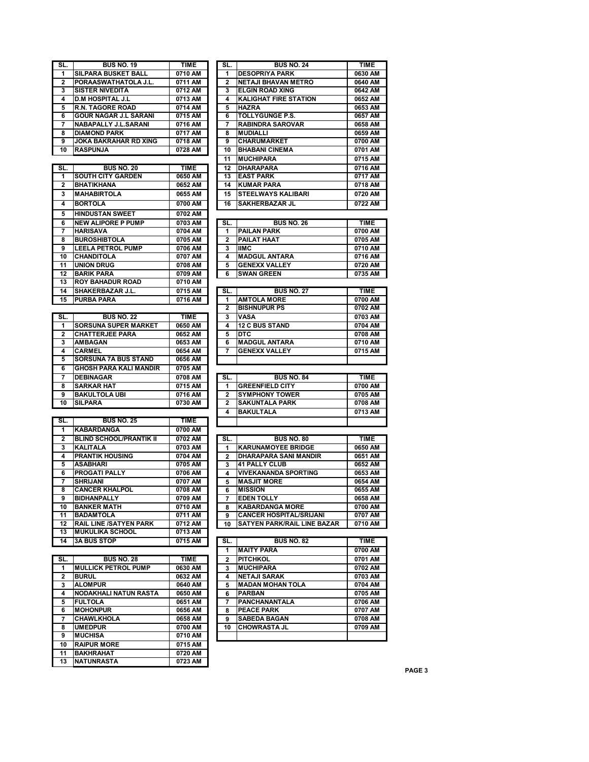| SL. | BUS NO. 19 | TIME |
|---|---|---|
| 1 | SILPARA BUSKET BALL | 0710 AM |
| 2 | PORAASWATHATOLA J.L. | 0711 AM |
| 3 | SISTER NIVEDITA | 0712 AM |
| 4 | D.M HOSPITAL J.L | 0713 AM |
| 5 | R.N. TAGORE ROAD | 0714 AM |
| 6 | GOUR NAGAR J.L SARANI | 0715 AM |
| 7 | NABAPALLY J.L.SARANI | 0716 AM |
| 8 | DIAMOND PARK | 0717 AM |
| 9 | JOKA BAKRAHAR RD XING | 0718 AM |
| 10 | RASPUNJA | 0728 AM |

| SL. | BUS NO. 20 | TIME |
|---|---|---|
| 1 | SOUTH CITY GARDEN | 0650 AM |
| 2 | BHATIKHANA | 0652 AM |
| 3 | MAHABIRTOLA | 0655 AM |
| 4 | BORTOLA | 0700 AM |
| 5 | HINDUSTAN SWEET | 0702 AM |
| 6 | NEW ALIPORE P PUMP | 0703 AM |
| 7 | HARISAVA | 0704 AM |
| 8 | BUROSHIBTOLA | 0705 AM |
| 9 | LEELA PETROL PUMP | 0706 AM |
| 10 | CHANDITOLA | 0707 AM |
| 11 | UNION DRUG | 0708 AM |
| 12 | BARIK PARA | 0709 AM |
| 13 | ROY BAHADUR ROAD | 0710 AM |
| 14 | SHAKERBAZAR J.L. | 0715 AM |
| 15 | PURBA PARA | 0716 AM |

| SL. | BUS NO. 22 | TIME |
|---|---|---|
| 1 | SORSUNA SUPER MARKET | 0650 AM |
| 2 | CHATTERJEE PARA | 0652 AM |
| 3 | AMBAGAN | 0653 AM |
| 4 | CARMEL | 0654 AM |
| 5 | SORSUNA 7A BUS STAND | 0656 AM |
| 6 | GHOSH PARA KALI MANDIR | 0705 AM |
| 7 | DEBINAGAR | 0708 AM |
| 8 | SARKAR HAT | 0715 AM |
| 9 | BAKULTOLA UBI | 0716 AM |
| 10 | SILPARA | 0730 AM |

| SL. | BUS NO. 25 | TIME |
|---|---|---|
| 1 | KABARDANGA | 0700 AM |
| 2 | BLIND SCHOOL/PRANTIK II | 0702 AM |
| 3 | KALITALA | 0703 AM |
| 4 | PRANTIK HOUSING | 0704 AM |
| 5 | ASABHARI | 0705 AM |
| 6 | PROGATI PALLY | 0706 AM |
| 7 | SHRIJANI | 0707 AM |
| 8 | CANCER KHALPOL | 0708 AM |
| 9 | BIDHANPALLY | 0709 AM |
| 10 | BANKER MATH | 0710 AM |
| 11 | BADAMTOLA | 0711 AM |
| 12 | RAIL LINE /SATYEN PARK | 0712 AM |
| 13 | MUKULIKA SCHOOL | 0713 AM |
| 14 | 3A BUS STOP | 0715 AM |

| SL. | BUS NO. 28 | TIME |
|---|---|---|
| 1 | MULLICK PETROL PUMP | 0630 AM |
| 2 | BURUL | 0632 AM |
| 3 | ALOMPUR | 0640 AM |
| 4 | NODAKHALI NATUN RASTA | 0650 AM |
| 5 | FULTOLA | 0651 AM |
| 6 | MOHONPUR | 0656 AM |
| 7 | CHAWLKHOLA | 0658 AM |
| 8 | UMEDPUR | 0700 AM |
| 9 | MUCHISA | 0710 AM |
| 10 | RAIPUR MORE | 0715 AM |
| 11 | BAKHRAHAT | 0720 AM |
| 13 | NATUNRASTA | 0723 AM |

| SL. | BUS NO. 24 | TIME |
|---|---|---|
| 1 | DESOPRIYA PARK | 0630 AM |
| 2 | NETAJI BHAVAN METRO | 0640 AM |
| 3 | ELGIN ROAD XING | 0642 AM |
| 4 | KALIGHAT FIRE STATION | 0652 AM |
| 5 | HAZRA | 0653 AM |
| 6 | TOLLYGUNGE P.S. | 0657 AM |
| 7 | RABINDRA SAROVAR | 0658 AM |
| 8 | MUDIALLI | 0659 AM |
| 9 | CHARUMARKET | 0700 AM |
| 10 | BHABANI CINEMA | 0701 AM |
| 11 | MUCHIPARA | 0715 AM |
| 12 | DHARAPARA | 0716 AM |
| 13 | EAST PARK | 0717 AM |
| 14 | KUMAR PARA | 0718 AM |
| 15 | STEELWAYS KALIBARI | 0720 AM |
| 16 | SAKHERBAZAR JL | 0722 AM |

| SL. | BUS NO. 26 | TIME |
|---|---|---|
| 1 | PAILAN PARK | 0700 AM |
| 2 | PAILAT HAAT | 0705 AM |
| 3 | IIMC | 0710 AM |
| 4 | MADGUL ANTARA | 0716 AM |
| 5 | GENEXX VALLEY | 0720 AM |
| 6 | SWAN GREEN | 0735 AM |

| SL. | BUS NO. 27 | TIME |
|---|---|---|
| 1 | AMTOLA MORE | 0700 AM |
| 2 | BISHNUPUR PS | 0702 AM |
| 3 | VASA | 0703 AM |
| 4 | 12 C BUS STAND | 0704 AM |
| 5 | DTC | 0708 AM |
| 6 | MADGUL ANTARA | 0710 AM |
| 7 | GENEXX VALLEY | 0715 AM |
| | | |

| SL. | BUS NO. 84 | TIME |
|---|---|---|
| 1 | GREENFIELD CITY | 0700 AM |
| 2 | SYMPHONY TOWER | 0705 AM |
| 2 | SAKUNTALA PARK | 0708 AM |
| 4 | BAKULTALA | 0713 AM |
| | | |

| SL. | BUS NO. 80 | TIME |
|---|---|---|
| 1 | KARUNAMOYEE BRIDGE | 0650 AM |
| 2 | DHARAPARA SANI MANDIR | 0651 AM |
| 3 | 41 PALLY CLUB | 0652 AM |
| 4 | VIVEKANANDA SPORTING | 0653 AM |
| 5 | MASJIT MORE | 0654 AM |
| 6 | MISSION | 0655 AM |
| 7 | EDEN TOLLY | 0658 AM |
| 8 | KABARDANGA MORE | 0700 AM |
| 9 | CANCER HOSPITAL/SRIJANI | 0707 AM |
| 10 | SATYEN PARK/RAIL LINE BAZAR | 0710 AM |

| SL. | BUS NO. 82 | TIME |
|---|---|---|
| 1 | MAITY PARA | 0700 AM |
| 2 | PITCHKOL | 0701 AM |
| 3 | MUCHIPARA | 0702 AM |
| 4 | NETAJI SARAK | 0703 AM |
| 5 | MADAN MOHAN TOLA | 0704 AM |
| 6 | PARBAN | 0705 AM |
| 7 | PANCHANANTALA | 0706 AM |
| 8 | PEACE PARK | 0707 AM |
| 9 | SABEDA BAGAN | 0708 AM |
| 10 | CHOWRASTA JL | 0709 AM |
| | | |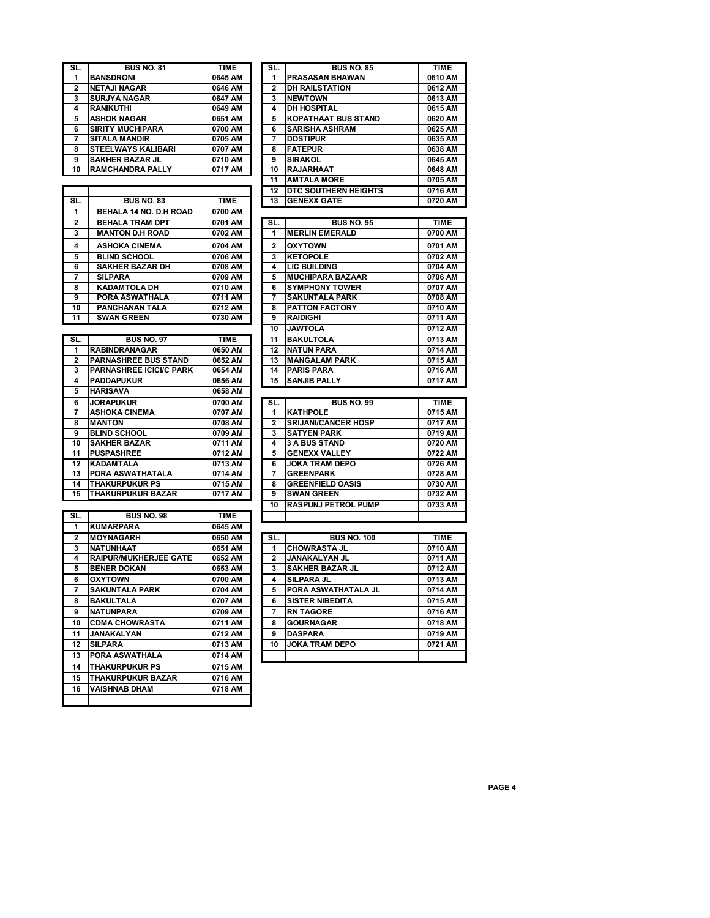| SL. | BUS NO. 81 | TIME |
|---|---|---|
| 1 | BANSDRONI | 0645 AM |
| 2 | NETAJI NAGAR | 0646 AM |
| 3 | SURJYA NAGAR | 0647 AM |
| 4 | RANIKUTHI | 0649 AM |
| 5 | ASHOK NAGAR | 0651 AM |
| 6 | SIRITY MUCHIPARA | 0700 AM |
| 7 | SITALA MANDIR | 0705 AM |
| 8 | STEELWAYS KALIBARI | 0707 AM |
| 9 | SAKHER BAZAR JL | 0710 AM |
| 10 | RAMCHANDRA PALLY | 0717 AM |

| SL. | BUS NO. 83 | TIME |
|---|---|---|
| 1 | BEHALA 14 NO. D.H ROAD | 0700 AM |
| 2 | BEHALA TRAM DPT | 0701 AM |
| 3 | MANTON D.H ROAD | 0702 AM |
| 4 | ASHOKA CINEMA | 0704 AM |
| 5 | BLIND SCHOOL | 0706 AM |
| 6 | SAKHER BAZAR DH | 0708 AM |
| 7 | SILPARA | 0709 AM |
| 8 | KADAMTOLA DH | 0710 AM |
| 9 | PORA ASWATHALA | 0711 AM |
| 10 | PANCHANAN TALA | 0712 AM |
| 11 | SWAN GREEN | 0730 AM |

| SL. | BUS NO. 97 | TIME |
|---|---|---|
| 1 | RABINDRANAGAR | 0650 AM |
| 2 | PARNASHREE BUS STAND | 0652 AM |
| 3 | PARNASHREE ICICI/C PARK | 0654 AM |
| 4 | PADDAPUKUR | 0656 AM |
| 5 | HARISAVA | 0658 AM |
| 6 | JORAPUKUR | 0700 AM |
| 7 | ASHOKA CINEMA | 0707 AM |
| 8 | MANTON | 0708 AM |
| 9 | BLIND SCHOOL | 0709 AM |
| 10 | SAKHER BAZAR | 0711 AM |
| 11 | PUSPASHREE | 0712 AM |
| 12 | KADAMTALA | 0713 AM |
| 13 | PORA ASWATHATALA | 0714 AM |
| 14 | THAKURPUKUR PS | 0715 AM |
| 15 | THAKURPUKUR BAZAR | 0717 AM |

| SL. | BUS NO. 98 | TIME |
|---|---|---|
| 1 | KUMARPARA | 0645 AM |
| 2 | MOYNAGARH | 0650 AM |
| 3 | NATUNHAAT | 0651 AM |
| 4 | RAIPUR/MUKHERJEE GATE | 0652 AM |
| 5 | BENER DOKAN | 0653 AM |
| 6 | OXYTOWN | 0700 AM |
| 7 | SAKUNTALA PARK | 0704 AM |
| 8 | BAKULTALA | 0707 AM |
| 9 | NATUNPARA | 0709 AM |
| 10 | CDMA CHOWRASTA | 0711 AM |
| 11 | JANAKALYAN | 0712 AM |
| 12 | SILPARA | 0713 AM |
| 13 | PORA ASWATHALA | 0714 AM |
| 14 | THAKURPUKUR PS | 0715 AM |
| 15 | THAKURPUKUR BAZAR | 0716 AM |
| 16 | VAISHNAB DHAM | 0718 AM |

| SL. | BUS NO. 85 | TIME |
|---|---|---|
| 1 | PRASASAN BHAWAN | 0610 AM |
| 2 | DH RAILSTATION | 0612 AM |
| 3 | NEWTOWN | 0613 AM |
| 4 | DH HOSPITAL | 0615 AM |
| 5 | KOPATHAAT BUS STAND | 0620 AM |
| 6 | SARISHA ASHRAM | 0625 AM |
| 7 | DOSTIPUR | 0635 AM |
| 8 | FATEPUR | 0638 AM |
| 9 | SIRAKOL | 0645 AM |
| 10 | RAJARHAAT | 0648 AM |
| 11 | AMTALA MORE | 0705 AM |
| 12 | DTC SOUTHERN HEIGHTS | 0716 AM |
| 13 | GENEXX GATE | 0720 AM |

| SL. | BUS NO. 95 | TIME |
|---|---|---|
| 1 | MERLIN EMERALD | 0700 AM |
| 2 | OXYTOWN | 0701 AM |
| 3 | KETOPOLE | 0702 AM |
| 4 | LIC BUILDING | 0704 AM |
| 5 | MUCHIPARA BAZAAR | 0706 AM |
| 6 | SYMPHONY TOWER | 0707 AM |
| 7 | SAKUNTALA PARK | 0708 AM |
| 8 | PATTON FACTORY | 0710 AM |
| 9 | RAIDIGHI | 0711 AM |
| 10 | JAWTOLA | 0712 AM |
| 11 | BAKULTOLA | 0713 AM |
| 12 | NATUN PARA | 0714 AM |
| 13 | MANGALAM PARK | 0715 AM |
| 14 | PARIS PARA | 0716 AM |
| 15 | SANJIB PALLY | 0717 AM |

| SL. | BUS NO. 99 | TIME |
|---|---|---|
| 1 | KATHPOLE | 0715 AM |
| 2 | SRIJANI/CANCER HOSP | 0717 AM |
| 3 | SATYEN PARK | 0719 AM |
| 4 | 3 A BUS STAND | 0720 AM |
| 5 | GENEXX VALLEY | 0722 AM |
| 6 | JOKA TRAM DEPO | 0726 AM |
| 7 | GREENPARK | 0728 AM |
| 8 | GREENFIELD OASIS | 0730 AM |
| 9 | SWAN GREEN | 0732 AM |
| 10 | RASPUNJ PETROL PUMP | 0733 AM |

| SL. | BUS NO. 100 | TIME |
|---|---|---|
| 1 | CHOWRASTA JL | 0710 AM |
| 2 | JANAKALYAN JL | 0711 AM |
| 3 | SAKHER BAZAR JL | 0712 AM |
| 4 | SILPARA JL | 0713 AM |
| 5 | PORA ASWATHATALA JL | 0714 AM |
| 6 | SISTER NIBEDITA | 0715 AM |
| 7 | RN TAGORE | 0716 AM |
| 8 | GOURNAGAR | 0718 AM |
| 9 | DASPARA | 0719 AM |
| 10 | JOKA TRAM DEPO | 0721 AM |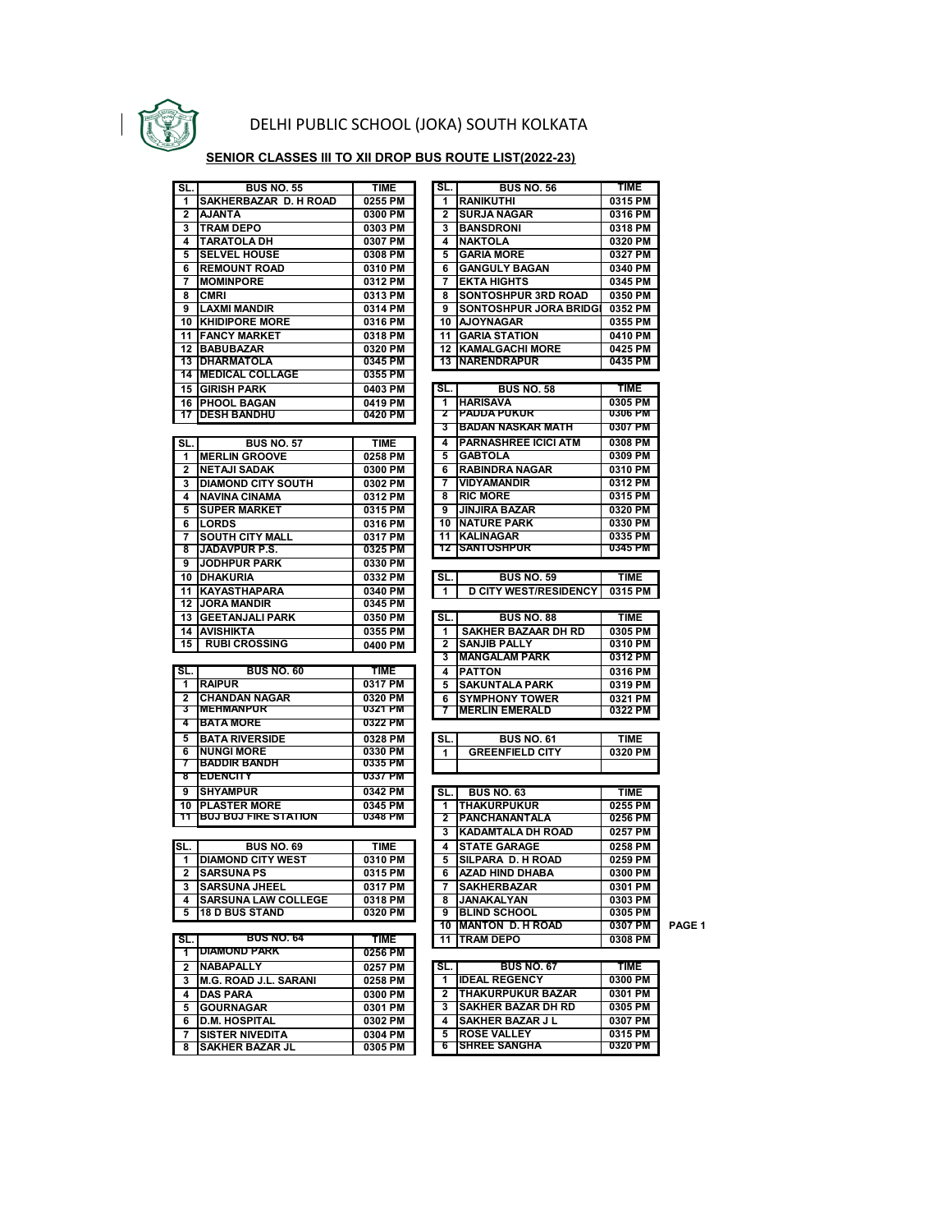# DELHI PUBLIC SCHOOL (JOKA) SOUTH KOLKATA

**SENIOR CLASSES III TO XII DROP BUS ROUTE LIST(2022-23)**

| SL. | BUS NO. 55 | TIME |
|---|---|---|
| 1 | SAKHERBAZAR D. H ROAD | 0255 PM |
| 2 | AJANTA | 0300 PM |
| 3 | TRAM DEPO | 0303 PM |
| 4 | TARATOLA DH | 0307 PM |
| 5 | SELVEL HOUSE | 0308 PM |
| 6 | REMOUNT ROAD | 0310 PM |
| 7 | MOMINPORE | 0312 PM |
| 8 | CMRI | 0313 PM |
| 9 | LAXMI MANDIR | 0314 PM |
| 10 | KHIDIPORE MORE | 0316 PM |
| 11 | FANCY MARKET | 0318 PM |
| 12 | BABUBAZAR | 0320 PM |
| 13 | DHARMATOLA | 0345 PM |
| 14 | MEDICAL COLLAGE | 0355 PM |
| 15 | GIRISH PARK | 0403 PM |
| 16 | PHOOL BAGAN | 0419 PM |
| 17 | DESH BANDHU | 0420 PM |

| SL. | BUS NO. 57 | TIME |
|---|---|---|
| 1 | MERLIN GROOVE | 0258 PM |
| 2 | NETAJI SADAK | 0300 PM |
| 3 | DIAMOND CITY SOUTH | 0302 PM |
| 4 | NAVINA CINAMA | 0312 PM |
| 5 | SUPER MARKET | 0315 PM |
| 6 | LORDS | 0316 PM |
| 7 | SOUTH CITY MALL | 0317 PM |
| 8 | JADAVPUR P.S. | 0325 PM |
| 9 | JODHPUR PARK | 0330 PM |
| 10 | DHAKURIA | 0332 PM |
| 11 | KAYASTHAPARA | 0340 PM |
| 12 | JORA MANDIR | 0345 PM |
| 13 | GEETANJALI PARK | 0350 PM |
| 14 | AVISHIKTA | 0355 PM |
| 15 | RUBI CROSSING | 0400 PM |

| SL. | BUS NO. 60 | TIME |
|---|---|---|
| 1 | RAIPUR | 0317 PM |
| 2 | CHANDAN NAGAR | 0320 PM |
| 3 | MEHMANPUR | 0321 PM |
| 4 | BATA MORE | 0322 PM |
| 5 | BATA RIVERSIDE | 0328 PM |
| 6 | NUNGI MORE | 0330 PM |
| 7 | BADDIR BANDH | 0335 PM |
| 8 | EDENCITY | 0337 PM |
| 9 | SHYAMPUR | 0342 PM |
| 10 | PLASTER MORE | 0345 PM |
| 11 | BOJ BOJ FIRE STATION | 0348 PM |

| SL. | BUS NO. 69 | TIME |
|---|---|---|
| 1 | DIAMOND CITY WEST | 0310 PM |
| 2 | SARSUNA PS | 0315 PM |
| 3 | SARSUNA JHEEL | 0317 PM |
| 4 | SARSUNA LAW COLLEGE | 0318 PM |
| 5 | 18 D BUS STAND | 0320 PM |

| SL. | BUS NO. 64 | TIME |
|---|---|---|
| 1 | DIAMOND PARK | 0256 PM |
| 2 | NABAPALLY | 0257 PM |
| 3 | M.G. ROAD J.L. SARANI | 0258 PM |
| 4 | DAS PARA | 0300 PM |
| 5 | GOURNAGAR | 0301 PM |
| 6 | D.M. HOSPITAL | 0302 PM |
| 7 | SISTER NIVEDITA | 0304 PM |
| 8 | SAKHER BAZAR JL | 0305 PM |

| SL. | BUS NO. 56 | TIME |
|---|---|---|
| 1 | RANIKUTHI | 0315 PM |
| 2 | SURJA NAGAR | 0316 PM |
| 3 | BANSDRONI | 0318 PM |
| 4 | NAKTOLA | 0320 PM |
| 5 | GARIA MORE | 0327 PM |
| 6 | GANGULY BAGAN | 0340 PM |
| 7 | EKTA HIGHTS | 0345 PM |
| 8 | SONTOSHPUR 3RD ROAD | 0350 PM |
| 9 | SONTOSHPUR JORA BRIDGI | 0352 PM |
| 10 | AJOYNAGAR | 0355 PM |
| 11 | GARIA STATION | 0410 PM |
| 12 | KAMALGACHI MORE | 0425 PM |
| 13 | NARENDRAPUR | 0435 PM |

| SL. | BUS NO. 58 | TIME |
|---|---|---|
| 1 | HARISAVA | 0305 PM |
| 2 | PADDA PUKUR | 0306 PM |
| 3 | BADAN NASKAR MATH | 0307 PM |
| 4 | PARNASHREE ICICI ATM | 0308 PM |
| 5 | GABTOLA | 0309 PM |
| 6 | RABINDRA NAGAR | 0310 PM |
| 7 | VIDYAMANDIR | 0312 PM |
| 8 | RIC MORE | 0315 PM |
| 9 | JINJIRA BAZAR | 0320 PM |
| 10 | NATURE PARK | 0330 PM |
| 11 | KALINAGAR | 0335 PM |
| 12 | SANTOSHPUR | 0345 PM |

| SL. | BUS NO. 59 | TIME |
|---|---|---|
| 1 | D CITY WEST/RESIDENCY | 0315 PM |

| SL. | BUS NO. 88 | TIME |
|---|---|---|
| 1 | SAKHER BAZAAR DH RD | 0305 PM |
| 2 | SANJIB PALLY | 0310 PM |
| 3 | MANGALAM PARK | 0312 PM |
| 4 | PATTON | 0316 PM |
| 5 | SAKUNTALA PARK | 0319 PM |
| 6 | SYMPHONY TOWER | 0321 PM |
| 7 | MERLIN EMERALD | 0322 PM |

| SL. | BUS NO. 61 | TIME |
|---|---|---|
| 1 | GREENFIELD CITY | 0320 PM |
| | | |

| SL. | BUS NO. 63 | TIME |
|---|---|---|
| 1 | THAKURPUKUR | 0255 PM |
| 2 | PANCHANANTALA | 0256 PM |
| 3 | KADAMTALA DH ROAD | 0257 PM |
| 4 | STATE GARAGE | 0258 PM |
| 5 | SILPARA D. H ROAD | 0259 PM |
| 6 | AZAD HIND DHABA | 0300 PM |
| 7 | SAKHERBAZAR | 0301 PM |
| 8 | JANAKALYAN | 0303 PM |
| 9 | BLIND SCHOOL | 0305 PM |
| 10 | MANTON D. H ROAD | 0307 PM |
| 11 | TRAM DEPO | 0308 PM |

| SL. | BUS NO. 67 | TIME |
|---|---|---|
| 1 | IDEAL REGENCY | 0300 PM |
| 2 | THAKURPUKUR BAZAR | 0301 PM |
| 3 | SAKHER BAZAR DH RD | 0305 PM |
| 4 | SAKHER BAZAR J L | 0307 PM |
| 5 | ROSE VALLEY | 0315 PM |
| 6 | SHREE SANGHA | 0320 PM |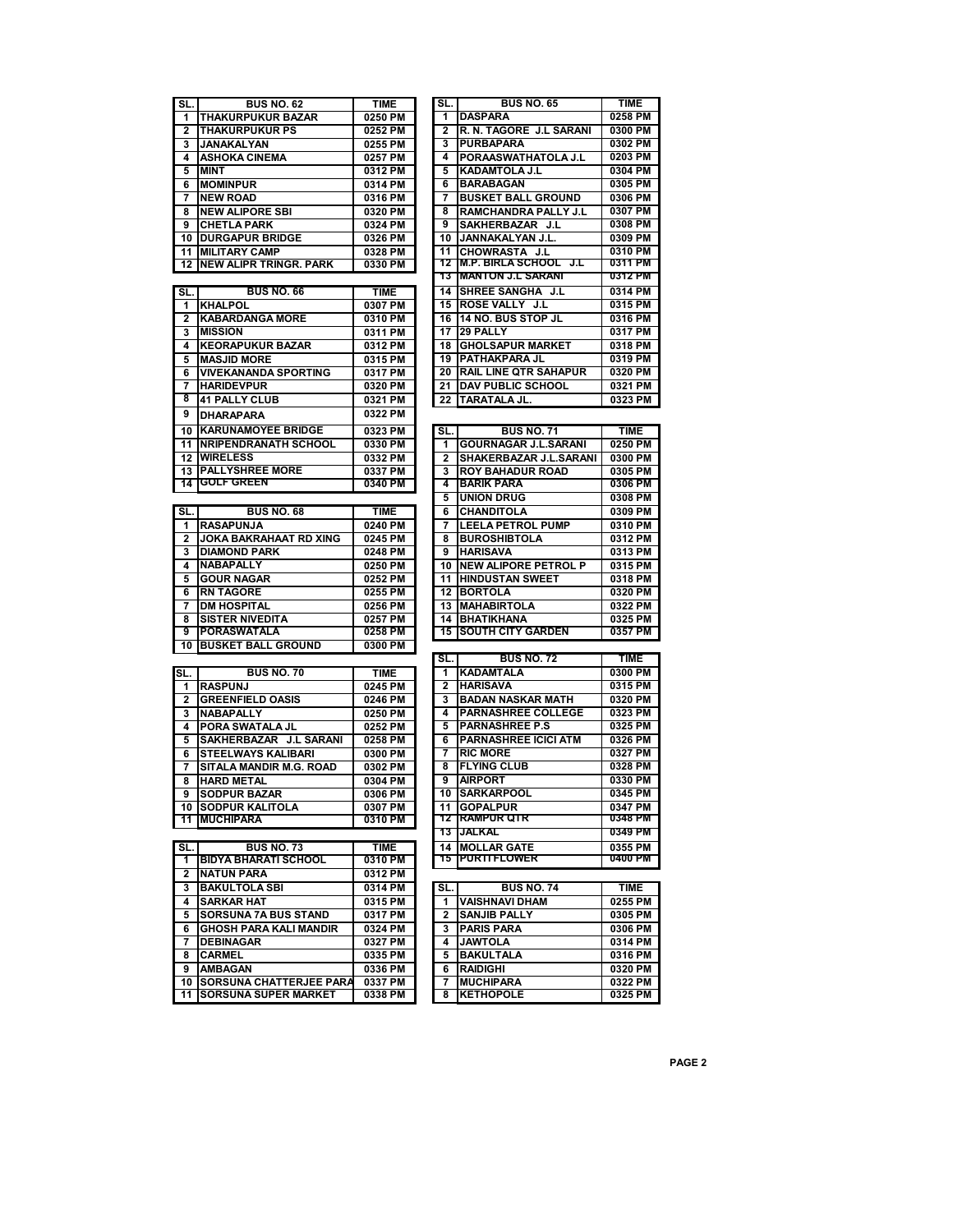| SL. | BUS NO. 62 | TIME |
|---|---|---|
| 1 | THAKURPUKUR BAZAR | 0250 PM |
| 2 | THAKURPUKUR PS | 0252 PM |
| 3 | JANAKALYAN | 0255 PM |
| 4 | ASHOKA CINEMA | 0257 PM |
| 5 | MINT | 0312 PM |
| 6 | MOMINPUR | 0314 PM |
| 7 | NEW ROAD | 0316 PM |
| 8 | NEW ALIPORE SBI | 0320 PM |
| 9 | CHETLA PARK | 0324 PM |
| 10 | DURGAPUR BRIDGE | 0326 PM |
| 11 | MILITARY CAMP | 0328 PM |
| 12 | NEW ALIPR TRINGR. PARK | 0330 PM |

| SL. | BUS NO. 66 | TIME |
|---|---|---|
| 1 | KHALPOL | 0307 PM |
| 2 | KABARDANGA MORE | 0310 PM |
| 3 | MISSION | 0311 PM |
| 4 | KEORAPUKUR BAZAR | 0312 PM |
| 5 | MASJID MORE | 0315 PM |
| 6 | VIVEKANANDA SPORTING | 0317 PM |
| 7 | HARIDEVPUR | 0320 PM |
| 8 | 41 PALLY CLUB | 0321 PM |
| 9 | DHARAPARA | 0322 PM |
| 10 | KARUNAMOYEE BRIDGE | 0323 PM |
| 11 | NRIPENDRANATH SCHOOL | 0330 PM |
| 12 | WIRELESS | 0332 PM |
| 13 | PALLYSHREE MORE | 0337 PM |
| 14 | GOLF GREEN | 0340 PM |

| SL. | BUS NO. 68 | TIME |
|---|---|---|
| 1 | RASAPUNJA | 0240 PM |
| 2 | JOKA BAKRAHAAT RD XING | 0245 PM |
| 3 | DIAMOND PARK | 0248 PM |
| 4 | NABAPALLY | 0250 PM |
| 5 | GOUR NAGAR | 0252 PM |
| 6 | RN TAGORE | 0255 PM |
| 7 | DM HOSPITAL | 0256 PM |
| 8 | SISTER NIVEDITA | 0257 PM |
| 9 | PORASWATALA | 0258 PM |
| 10 | BUSKET BALL GROUND | 0300 PM |

| SL. | BUS NO. 70 | TIME |
|---|---|---|
| 1 | RASPUNJ | 0245 PM |
| 2 | GREENFIELD OASIS | 0246 PM |
| 3 | NABAPALLY | 0250 PM |
| 4 | PORA SWATALA JL | 0252 PM |
| 5 | SAKHERBAZAR J.L SARANI | 0258 PM |
| 6 | STEELWAYS KALIBARI | 0300 PM |
| 7 | SITALA MANDIR M.G. ROAD | 0302 PM |
| 8 | HARD METAL | 0304 PM |
| 9 | SODPUR BAZAR | 0306 PM |
| 10 | SODPUR KALITOLA | 0307 PM |
| 11 | MUCHIPARA | 0310 PM |

| SL. | BUS NO. 73 | TIME |
|---|---|---|
| 1 | BIDYA BHARATI SCHOOL | 0310 PM |
| 2 | NATUN PARA | 0312 PM |
| 3 | BAKULTOLA SBI | 0314 PM |
| 4 | SARKAR HAT | 0315 PM |
| 5 | SORSUNA 7A BUS STAND | 0317 PM |
| 6 | GHOSH PARA KALI MANDIR | 0324 PM |
| 7 | DEBINAGAR | 0327 PM |
| 8 | CARMEL | 0335 PM |
| 9 | AMBAGAN | 0336 PM |
| 10 | SORSUNA CHATTERJEE PARA | 0337 PM |
| 11 | SORSUNA SUPER MARKET | 0338 PM |

| SL. | BUS NO. 65 | TIME |
|---|---|---|
| 1 | DASPARA | 0258 PM |
| 2 | R. N. TAGORE J.L SARANI | 0300 PM |
| 3 | PURBAPARA | 0302 PM |
| 4 | PORAASWATHATOLA J.L | 0203 PM |
| 5 | KADAMTOLA J.L | 0304 PM |
| 6 | BARABAGAN | 0305 PM |
| 7 | BUSKET BALL GROUND | 0306 PM |
| 8 | RAMCHANDRA PALLY J.L | 0307 PM |
| 9 | SAKHERBAZAR J.L | 0308 PM |
| 10 | JANNAKALYAN J.L. | 0309 PM |
| 11 | CHOWRASTA J.L | 0310 PM |
| 12 | M.P. BIRLA SCHOOL J.L | 0311 PM |
| 13 | MANTON J.L SARANI | 0312 PM |
| 14 | SHREE SANGHA J.L | 0314 PM |
| 15 | ROSE VALLY J.L | 0315 PM |
| 16 | 14 NO. BUS STOP JL | 0316 PM |
| 17 | 29 PALLY | 0317 PM |
| 18 | GHOLSAPUR MARKET | 0318 PM |
| 19 | PATHAKPARA JL | 0319 PM |
| 20 | RAIL LINE QTR SAHAPUR | 0320 PM |
| 21 | DAV PUBLIC SCHOOL | 0321 PM |
| 22 | TARATALA JL. | 0323 PM |

| SL. | BUS NO. 71 | TIME |
|---|---|---|
| 1 | GOURNAGAR J.L.SARANI | 0250 PM |
| 2 | SHAKERBAZAR J.L.SARANI | 0300 PM |
| 3 | ROY BAHADUR ROAD | 0305 PM |
| 4 | BARIK PARA | 0306 PM |
| 5 | UNION DRUG | 0308 PM |
| 6 | CHANDITOLA | 0309 PM |
| 7 | LEELA PETROL PUMP | 0310 PM |
| 8 | BUROSHIBTOLA | 0312 PM |
| 9 | HARISAVA | 0313 PM |
| 10 | NEW ALIPORE PETROL P | 0315 PM |
| 11 | HINDUSTAN SWEET | 0318 PM |
| 12 | BORTOLA | 0320 PM |
| 13 | MAHABIRTOLA | 0322 PM |
| 14 | BHATIKHANA | 0325 PM |
| 15 | SOUTH CITY GARDEN | 0357 PM |

| SL. | BUS NO. 72 | TIME |
|---|---|---|
| 1 | KADAMTALA | 0300 PM |
| 2 | HARISAVA | 0315 PM |
| 3 | BADAN NASKAR MATH | 0320 PM |
| 4 | PARNASHREE COLLEGE | 0323 PM |
| 5 | PARNASHREE P.S | 0325 PM |
| 6 | PARNASHREE ICICI ATM | 0326 PM |
| 7 | RIC MORE | 0327 PM |
| 8 | FLYING CLUB | 0328 PM |
| 9 | AIRPORT | 0330 PM |
| 10 | SARKARPOOL | 0345 PM |
| 11 | GOPALPUR | 0347 PM |
| 12 | RAMPUR QTR | 0348 PM |
| 13 | JALKAL | 0349 PM |
| 14 | MOLLAR GATE | 0355 PM |
| 15 | PURTI FLOWER | 0400 PM |

| SL. | BUS NO. 74 | TIME |
|---|---|---|
| 1 | VAISHNAVI DHAM | 0255 PM |
| 2 | SANJIB PALLY | 0305 PM |
| 3 | PARIS PARA | 0306 PM |
| 4 | JAWTOLA | 0314 PM |
| 5 | BAKULTALA | 0316 PM |
| 6 | RAIDIGHI | 0320 PM |
| 7 | MUCHIPARA | 0322 PM |
| 8 | KETHOPOLE | 0325 PM |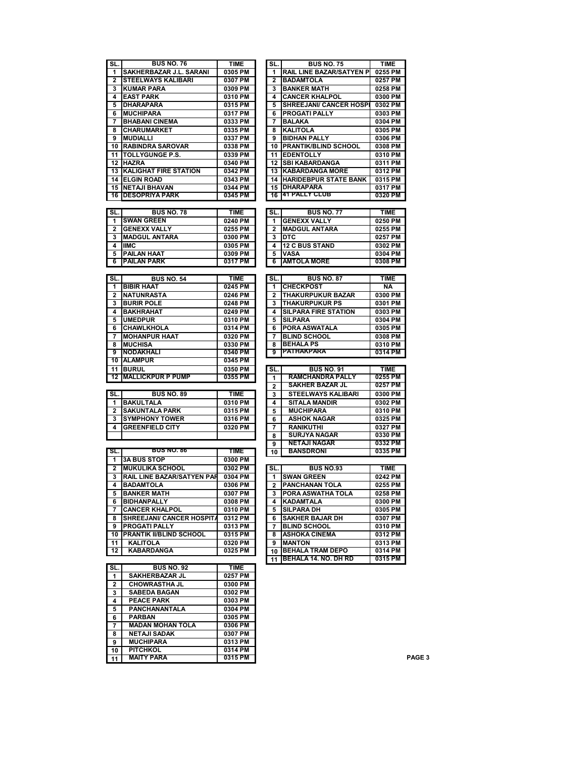| SL. | BUS NO. 76 | TIME |
|---|---|---|
| 1 | SAKHERBAZAR J.L. SARANI | 0305 PM |
| 2 | STEELWAYS KALIBARI | 0307 PM |
| 3 | KUMAR PARA | 0309 PM |
| 4 | EAST PARK | 0310 PM |
| 5 | DHARAPARA | 0315 PM |
| 6 | MUCHIPARA | 0317 PM |
| 7 | BHABANI CINEMA | 0333 PM |
| 8 | CHARUMARKET | 0335 PM |
| 9 | MUDIALLI | 0337 PM |
| 10 | RABINDRA SAROVAR | 0338 PM |
| 11 | TOLLYGUNGE P.S. | 0339 PM |
| 12 | HAZRA | 0340 PM |
| 13 | KALIGHAT FIRE STATION | 0342 PM |
| 14 | ELGIN ROAD | 0343 PM |
| 15 | NETAJI BHAVAN | 0344 PM |
| 16 | DESOPRIYA PARK | 0345 PM |

| SL. | BUS NO. 75 | TIME |
|---|---|---|
| 1 | RAIL LINE BAZAR/SATYEN P | 0255 PM |
| 2 | BADAMTOLA | 0257 PM |
| 3 | BANKER MATH | 0258 PM |
| 4 | CANCER KHALPOL | 0300 PM |
| 5 | SHREEJANI/ CANCER HOSPI | 0302 PM |
| 6 | PROGATI PALLY | 0303 PM |
| 7 | BALAKA | 0304 PM |
| 8 | KALITOLA | 0305 PM |
| 9 | BIDHAN PALLY | 0306 PM |
| 10 | PRANTIK/BLIND SCHOOL | 0308 PM |
| 11 | EDENTOLLY | 0310 PM |
| 12 | SBI KABARDANGA | 0311 PM |
| 13 | KABARDANGA MORE | 0312 PM |
| 14 | HARIDEBPUR STATE BANK | 0315 PM |
| 15 | DHARAPARA | 0317 PM |
| 16 | 41 PALLY CLUB | 0320 PM |

| SL. | BUS NO. 78 | TIME |
|---|---|---|
| 1 | SWAN GREEN | 0240 PM |
| 2 | GENEXX VALLY | 0255 PM |
| 3 | MADGUL ANTARA | 0300 PM |
| 4 | IIMC | 0305 PM |
| 5 | PAILAN HAAT | 0309 PM |
| 6 | PAILAN PARK | 0317 PM |

| SL. | BUS NO. 77 | TIME |
|---|---|---|
| 1 | GENEXX VALLY | 0250 PM |
| 2 | MADGUL ANTARA | 0255 PM |
| 3 | DTC | 0257 PM |
| 4 | 12 C BUS STAND | 0302 PM |
| 5 | VASA | 0304 PM |
| 6 | AMTOLA MORE | 0308 PM |

| SL. | BUS NO. 54 | TIME |
|---|---|---|
| 1 | BIBIR HAAT | 0245 PM |
| 2 | NATUNRASTA | 0246 PM |
| 3 | BURIR POLE | 0248 PM |
| 4 | BAKHRAHAT | 0249 PM |
| 5 | UMEDPUR | 0310 PM |
| 6 | CHAWLKHOLA | 0314 PM |
| 7 | MOHANPUR HAAT | 0320 PM |
| 8 | MUCHISA | 0330 PM |
| 9 | NODAKHALI | 0340 PM |
| 10 | ALAMPUR | 0345 PM |
| 11 | BURUL | 0350 PM |
| 12 | MALLICKPUR P PUMP | 0355 PM |

| SL. | BUS NO. 87 | TIME |
|---|---|---|
| 1 | CHECKPOST | NA |
| 2 | THAKURPUKUR BAZAR | 0300 PM |
| 3 | THAKURPUKUR PS | 0301 PM |
| 4 | SILPARA FIRE STATION | 0303 PM |
| 5 | SILPARA | 0304 PM |
| 6 | PORA ASWATALA | 0305 PM |
| 7 | BLIND SCHOOL | 0308 PM |
| 8 | BEHALA PS | 0310 PM |
| 9 | PATHAKPARA | 0314 PM |

| SL. | BUS NO. 91 | TIME |
|---|---|---|
| 1 | RAMCHANDRA PALLY | 0255 PM |
| 2 | SAKHER BAZAR JL | 0257 PM |
| 3 | STEELWAYS KALIBARI | 0300 PM |
| 4 | SITALA MANDIR | 0302 PM |
| 5 | MUCHIPARA | 0310 PM |
| 6 | ASHOK NAGAR | 0325 PM |
| 7 | RANIKUTHI | 0327 PM |
| 8 | SURJYA NAGAR | 0330 PM |
| 9 | NETAJI NAGAR | 0332 PM |
| 10 | BANSDRONI | 0335 PM |

| SL. | BUS NO. 89 | TIME |
|---|---|---|
| 1 | BAKULTALA | 0310 PM |
| 2 | SAKUNTALA PARK | 0315 PM |
| 3 | SYMPHONY TOWER | 0316 PM |
| 4 | GREENFIELD CITY | 0320 PM |
| | | |

| SL. | BUS NO. 86 | TIME |
|---|---|---|
| 1 | 3A BUS STOP | 0300 PM |
| 2 | MUKULIKA SCHOOL | 0302 PM |
| 3 | RAIL LINE BAZAR/SATYEN PAR | 0304 PM |
| 4 | BADAMTOLA | 0306 PM |
| 5 | BANKER MATH | 0307 PM |
| 6 | BIDHANPALLY | 0308 PM |
| 7 | CANCER KHALPOL | 0310 PM |
| 8 | SHREEJANI/ CANCER HOSPITA | 0312 PM |
| 9 | PROGATI PALLY | 0313 PM |
| 10 | PRANTIK II/BLIND SCHOOL | 0315 PM |
| 11 | KALITOLA | 0320 PM |
| 12 | KABARDANGA | 0325 PM |

| SL. | BUS NO.93 | TIME |
|---|---|---|
| 1 | SWAN GREEN | 0242 PM |
| 2 | PANCHANAN TOLA | 0255 PM |
| 3 | PORA ASWATHA TOLA | 0258 PM |
| 4 | KADAMTALA | 0300 PM |
| 5 | SILPARA DH | 0305 PM |
| 6 | SAKHER BAJAR DH | 0307 PM |
| 7 | BLIND SCHOOL | 0310 PM |
| 8 | ASHOKA CINEMA | 0312 PM |
| 9 | MANTON | 0313 PM |
| 10 | BEHALA TRAM DEPO | 0314 PM |
| 11 | BEHALA 14. NO. DH RD | 0315 PM |

| SL. | BUS NO. 92 | TIME |
|---|---|---|
| 1 | SAKHERBAZAR JL | 0257 PM |
| 2 | CHOWRASTHA JL | 0300 PM |
| 3 | SABEDA BAGAN | 0302 PM |
| 4 | PEACE PARK | 0303 PM |
| 5 | PANCHANANTALA | 0304 PM |
| 6 | PARBAN | 0305 PM |
| 7 | MADAN MOHAN TOLA | 0306 PM |
| 8 | NETAJI SADAK | 0307 PM |
| 9 | MUCHIPARA | 0313 PM |
| 10 | PITCHKOL | 0314 PM |
| 11 | MAITY PARA | 0315 PM |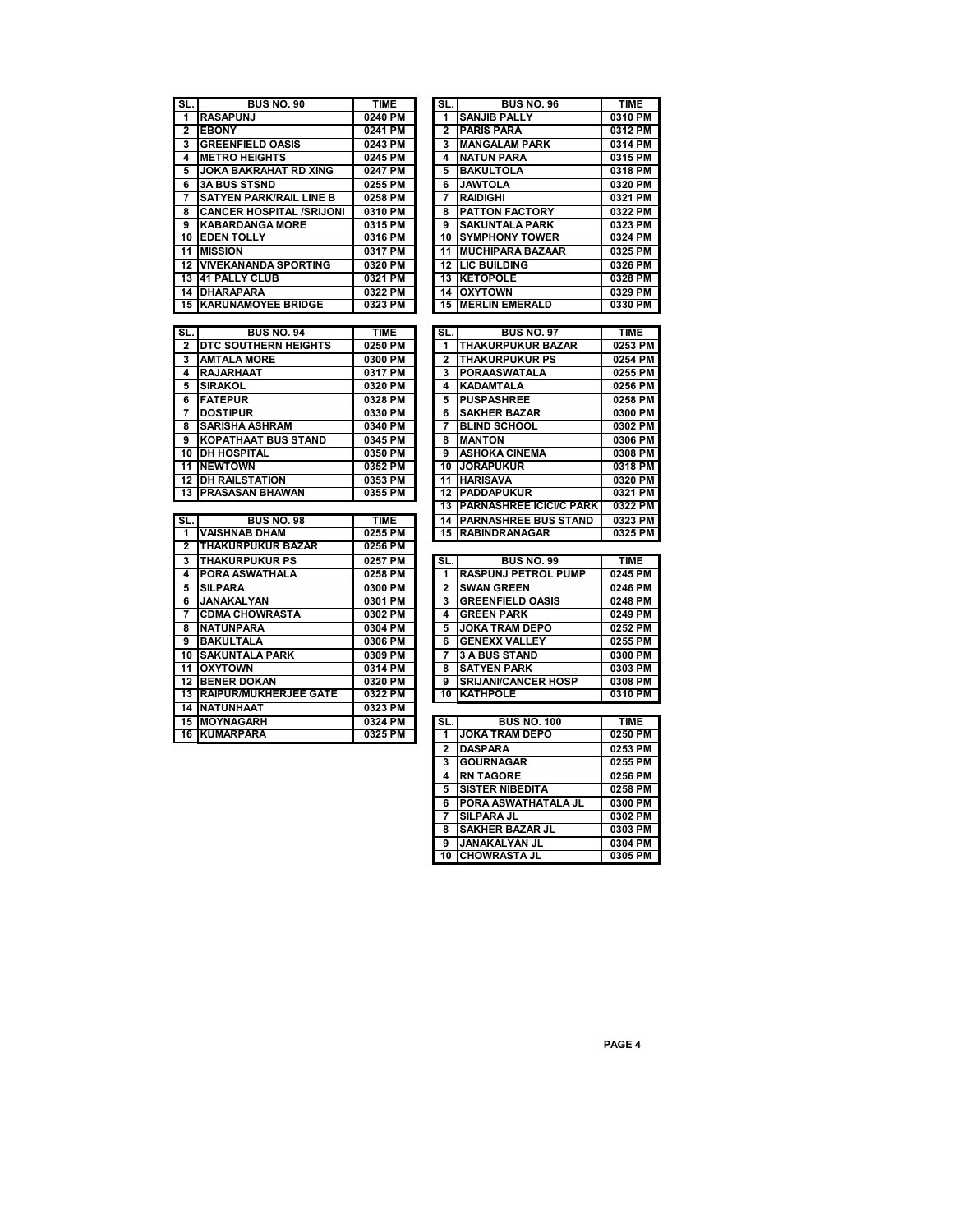| SL. | BUS NO. 90 | TIME |
|---|---|---|
| 1 | RASAPUNJ | 0240 PM |
| 2 | EBONY | 0241 PM |
| 3 | GREENFIELD OASIS | 0243 PM |
| 4 | METRO HEIGHTS | 0245 PM |
| 5 | JOKA BAKRAHAT RD XING | 0247 PM |
| 6 | 3A BUS STSND | 0255 PM |
| 7 | SATYEN PARK/RAIL LINE B | 0258 PM |
| 8 | CANCER HOSPITAL /SRIJONI | 0310 PM |
| 9 | KABARDANGA MORE | 0315 PM |
| 10 | EDEN TOLLY | 0316 PM |
| 11 | MISSION | 0317 PM |
| 12 | VIVEKANANDA SPORTING | 0320 PM |
| 13 | 41 PALLY CLUB | 0321 PM |
| 14 | DHARAPARA | 0322 PM |
| 15 | KARUNAMOYEE BRIDGE | 0323 PM |

| SL. | BUS NO. 96 | TIME |
|---|---|---|
| 1 | SANJIB PALLY | 0310 PM |
| 2 | PARIS PARA | 0312 PM |
| 3 | MANGALAM PARK | 0314 PM |
| 4 | NATUN PARA | 0315 PM |
| 5 | BAKULTOLA | 0318 PM |
| 6 | JAWTOLA | 0320 PM |
| 7 | RAIDIGHI | 0321 PM |
| 8 | PATTON FACTORY | 0322 PM |
| 9 | SAKUNTALA PARK | 0323 PM |
| 10 | SYMPHONY TOWER | 0324 PM |
| 11 | MUCHIPARA BAZAAR | 0325 PM |
| 12 | LIC BUILDING | 0326 PM |
| 13 | KETOPOLE | 0328 PM |
| 14 | OXYTOWN | 0329 PM |
| 15 | MERLIN EMERALD | 0330 PM |

| SL. | BUS NO. 94 | TIME |
|---|---|---|
| 2 | DTC SOUTHERN HEIGHTS | 0250 PM |
| 3 | AMTALA MORE | 0300 PM |
| 4 | RAJARHAAT | 0317 PM |
| 5 | SIRAKOL | 0320 PM |
| 6 | FATEPUR | 0328 PM |
| 7 | DOSTIPUR | 0330 PM |
| 8 | SARISHA ASHRAM | 0340 PM |
| 9 | KOPATHAAT BUS STAND | 0345 PM |
| 10 | DH HOSPITAL | 0350 PM |
| 11 | NEWTOWN | 0352 PM |
| 12 | DH RAILSTATION | 0353 PM |
| 13 | PRASASAN BHAWAN | 0355 PM |

| SL. | BUS NO. 97 | TIME |
|---|---|---|
| 1 | THAKURPUKUR BAZAR | 0253 PM |
| 2 | THAKURPUKUR PS | 0254 PM |
| 3 | PORAASWATALA | 0255 PM |
| 4 | KADAMTALA | 0256 PM |
| 5 | PUSPASHREE | 0258 PM |
| 6 | SAKHER BAZAR | 0300 PM |
| 7 | BLIND SCHOOL | 0302 PM |
| 8 | MANTON | 0306 PM |
| 9 | ASHOKA CINEMA | 0308 PM |
| 10 | JORAPUKUR | 0318 PM |
| 11 | HARISAVA | 0320 PM |
| 12 | PADDAPUKUR | 0321 PM |
| 13 | PARNASHREE ICICI/C PARK | 0322 PM |
| 14 | PARNASHREE BUS STAND | 0323 PM |
| 15 | RABINDRANAGAR | 0325 PM |

| SL. | BUS NO. 98 | TIME |
|---|---|---|
| 1 | VAISHNAB DHAM | 0255 PM |
| 2 | THAKURPUKUR BAZAR | 0256 PM |
| 3 | THAKURPUKUR PS | 0257 PM |
| 4 | PORA ASWATHALA | 0258 PM |
| 5 | SILPARA | 0300 PM |
| 6 | JANAKALYAN | 0301 PM |
| 7 | CDMA CHOWRASTA | 0302 PM |
| 8 | NATUNPARA | 0304 PM |
| 9 | BAKULTALA | 0306 PM |
| 10 | SAKUNTALA PARK | 0309 PM |
| 11 | OXYTOWN | 0314 PM |
| 12 | BENER DOKAN | 0320 PM |
| 13 | RAIPUR/MUKHERJEE GATE | 0322 PM |
| 14 | NATUNHAAT | 0323 PM |
| 15 | MOYNAGARH | 0324 PM |
| 16 | KUMARPARA | 0325 PM |

| SL. | BUS NO. 99 | TIME |
|---|---|---|
| 1 | RASPUNJ PETROL PUMP | 0245 PM |
| 2 | SWAN GREEN | 0246 PM |
| 3 | GREENFIELD OASIS | 0248 PM |
| 4 | GREEN PARK | 0249 PM |
| 5 | JOKA TRAM DEPO | 0252 PM |
| 6 | GENEXX VALLEY | 0255 PM |
| 7 | 3 A BUS STAND | 0300 PM |
| 8 | SATYEN PARK | 0303 PM |
| 9 | SRIJANI/CANCER HOSP | 0308 PM |
| 10 | KATHPOLE | 0310 PM |

| SL. | BUS NO. 100 | TIME |
|---|---|---|
| 1 | JOKA TRAM DEPO | 0250 PM |
| 2 | DASPARA | 0253 PM |
| 3 | GOURNAGAR | 0255 PM |
| 4 | RN TAGORE | 0256 PM |
| 5 | SISTER NIBEDITA | 0258 PM |
| 6 | PORA ASWATHATALA JL | 0300 PM |
| 7 | SILPARA JL | 0302 PM |
| 8 | SAKHER BAZAR JL | 0303 PM |
| 9 | JANAKALYAN JL | 0304 PM |
| 10 | CHOWRASTA JL | 0305 PM |